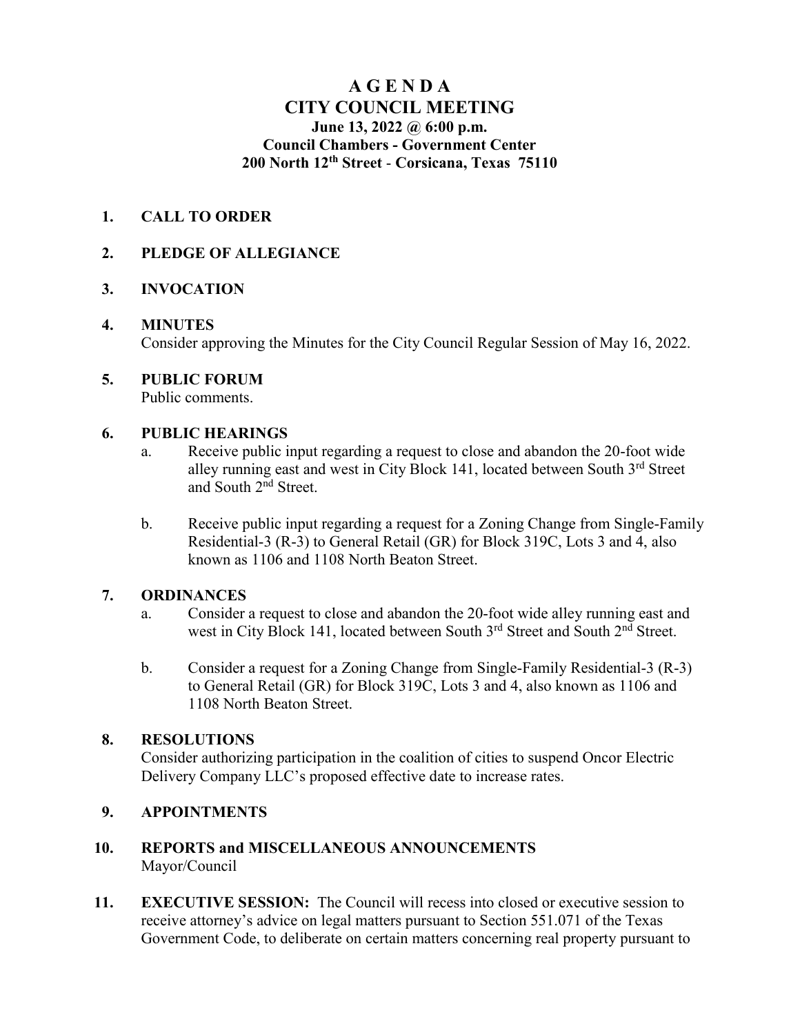# A G E N D A
# CITY COUNCIL MEETING
### June 13, 2022 @ 6:00 p.m.
### Council Chambers - Government Center
### 200 North 12th Street - Corsicana, Texas 75110

**1. CALL TO ORDER**

**2. PLEDGE OF ALLEGIANCE**

**3. INVOCATION**

**4. MINUTES**

Consider approving the Minutes for the City Council Regular Session of May 16, 2022.

**5. PUBLIC FORUM**

Public comments.

**6. PUBLIC HEARINGS**

a. Receive public input regarding a request to close and abandon the 20-foot wide alley running east and west in City Block 141, located between South 3rd Street and South 2nd Street.

b. Receive public input regarding a request for a Zoning Change from Single-Family Residential-3 (R-3) to General Retail (GR) for Block 319C, Lots 3 and 4, also known as 1106 and 1108 North Beaton Street.

**7. ORDINANCES**

a. Consider a request to close and abandon the 20-foot wide alley running east and west in City Block 141, located between South 3rd Street and South 2nd Street.

b. Consider a request for a Zoning Change from Single-Family Residential-3 (R-3) to General Retail (GR) for Block 319C, Lots 3 and 4, also known as 1106 and 1108 North Beaton Street.

**8. RESOLUTIONS**

Consider authorizing participation in the coalition of cities to suspend Oncor Electric Delivery Company LLC's proposed effective date to increase rates.

**9. APPOINTMENTS**

**10. REPORTS and MISCELLANEOUS ANNOUNCEMENTS**

Mayor/Council

**11. EXECUTIVE SESSION:** The Council will recess into closed or executive session to receive attorney's advice on legal matters pursuant to Section 551.071 of the Texas Government Code, to deliberate on certain matters concerning real property pursuant to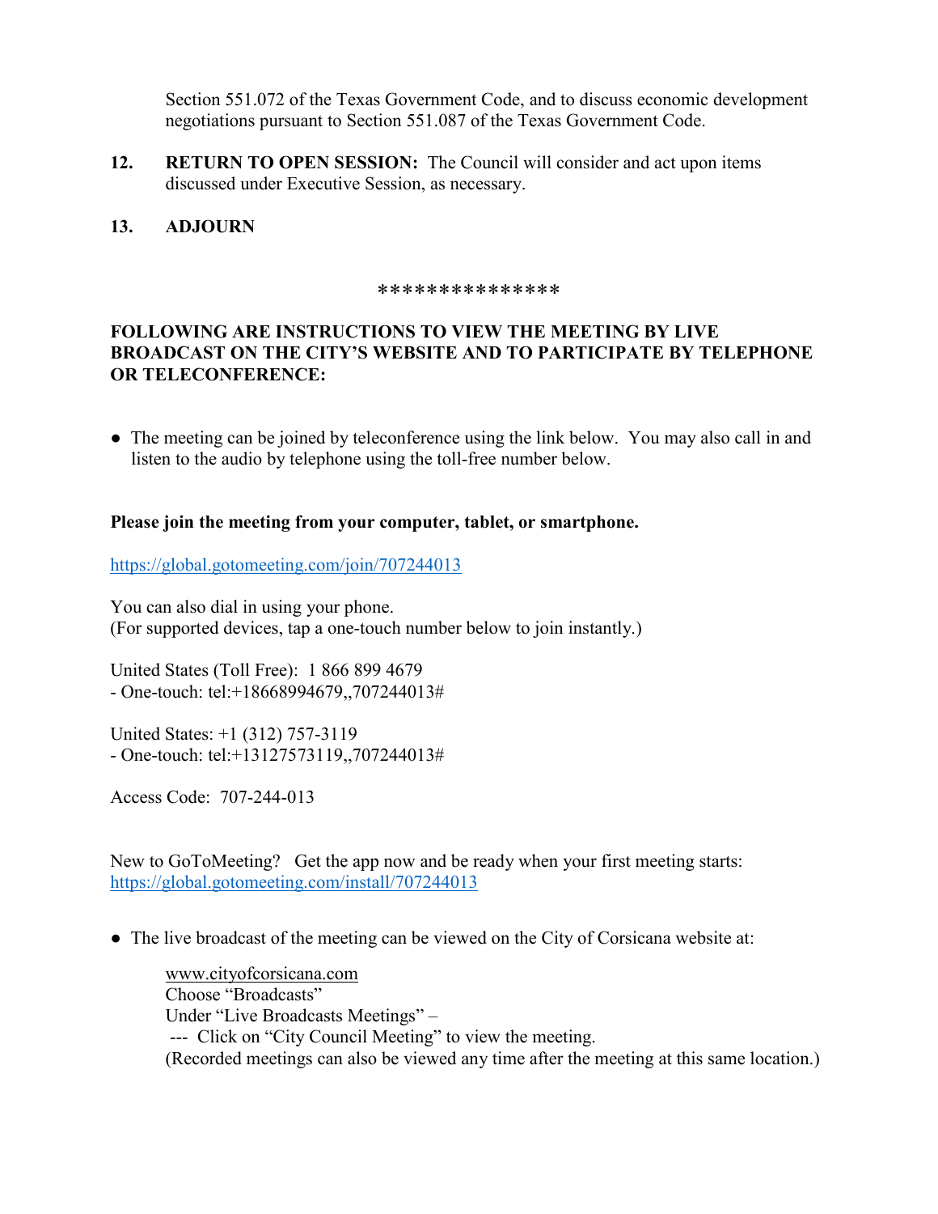Section 551.072 of the Texas Government Code, and to discuss economic development negotiations pursuant to Section 551.087 of the Texas Government Code.

12. **RETURN TO OPEN SESSION:** The Council will consider and act upon items discussed under Executive Session, as necessary.

13. **ADJOURN**

***************

**FOLLOWING ARE INSTRUCTIONS TO VIEW THE MEETING BY LIVE BROADCAST ON THE CITY'S WEBSITE AND TO PARTICIPATE BY TELEPHONE OR TELECONFERENCE:**

- The meeting can be joined by teleconference using the link below. You may also call in and listen to the audio by telephone using the toll-free number below.

**Please join the meeting from your computer, tablet, or smartphone.**

https://global.gotomeeting.com/join/707244013

You can also dial in using your phone.
(For supported devices, tap a one-touch number below to join instantly.)

United States (Toll Free): 1 866 899 4679
- One-touch: tel:+18668994679,,707244013#

United States: +1 (312) 757-3119
- One-touch: tel:+13127573119,,707244013#

Access Code: 707-244-013

New to GoToMeeting? Get the app now and be ready when your first meeting starts:
https://global.gotomeeting.com/install/707244013

- The live broadcast of the meeting can be viewed on the City of Corsicana website at:

  www.cityofcorsicana.com
  Choose "Broadcasts"
  Under "Live Broadcasts Meetings" –
  --- Click on "City Council Meeting" to view the meeting.
  (Recorded meetings can also be viewed any time after the meeting at this same location.)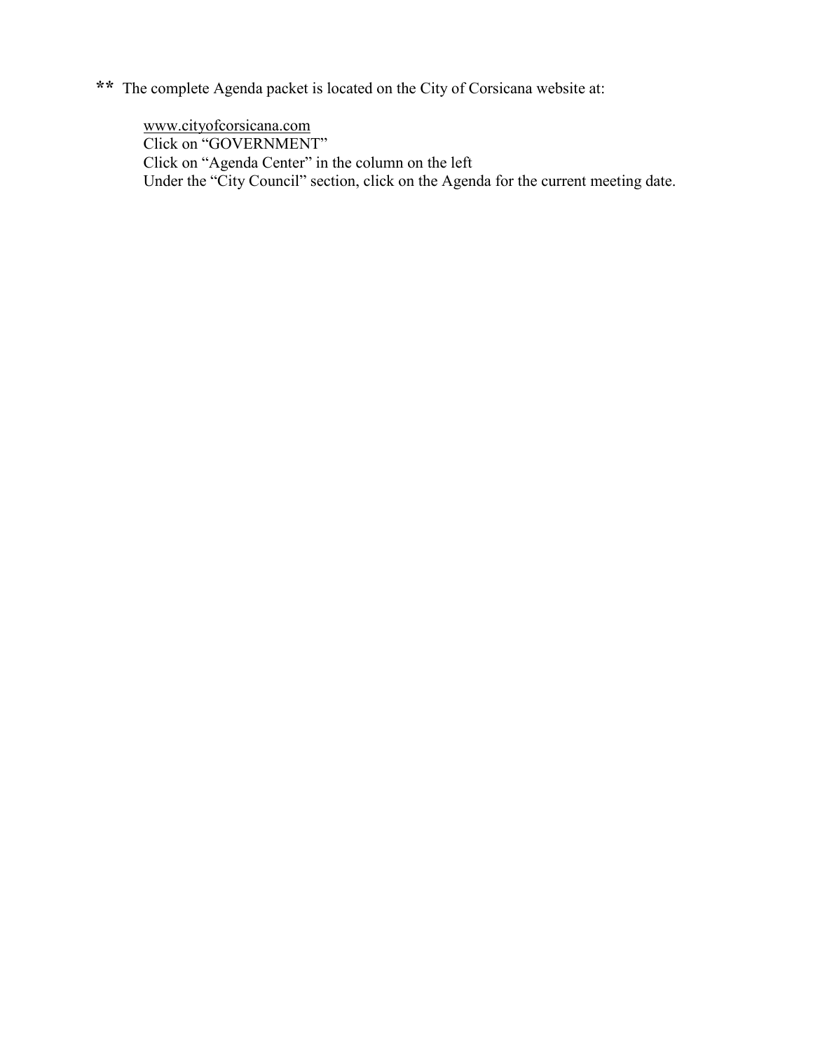** The complete Agenda packet is located on the City of Corsicana website at:

www.cityofcorsicana.com
Click on "GOVERNMENT"
Click on "Agenda Center" in the column on the left
Under the "City Council" section, click on the Agenda for the current meeting date.